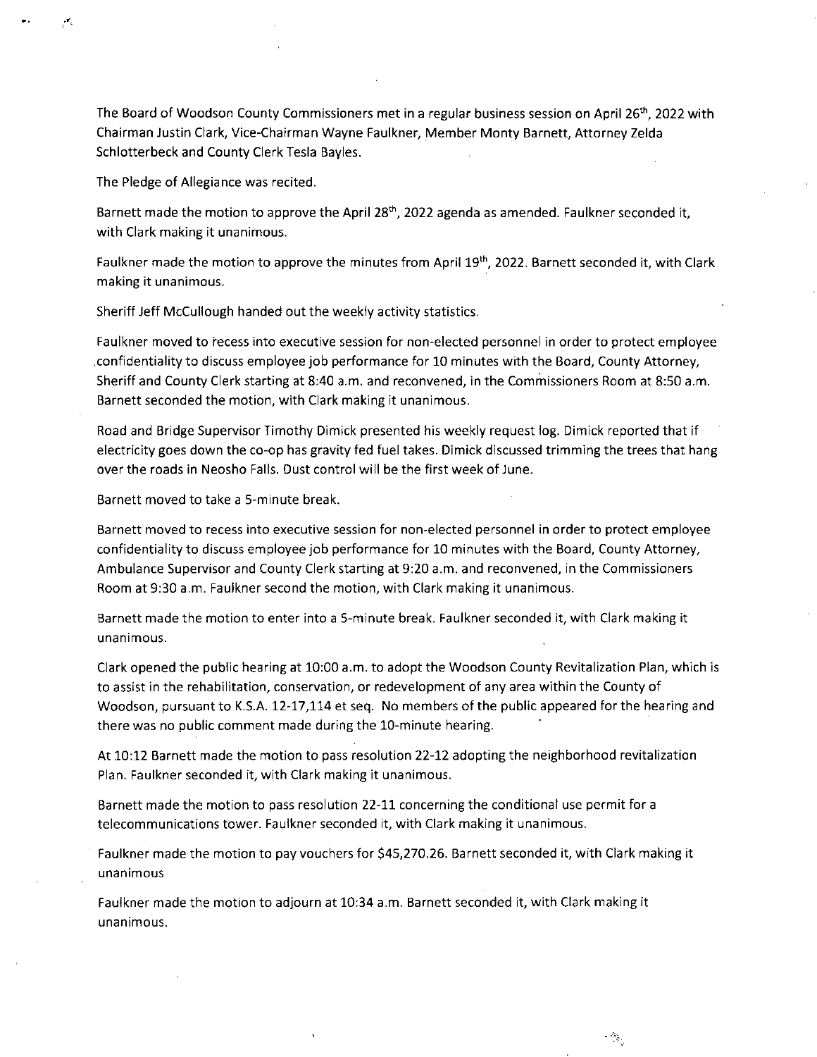The Board of Woodson County Commissioners met in a regular business session on April 26th, 2022 with Chairman Justin Clark, Vice-Chairman Wayne Faulkner, Member Monty Barnett, Attorney Zelda Schlotterbeck and County Clerk Tesla Bayles.

The Pledge of Allegiance was recited.

Barnett made the motion to approve the April 28th, 2022 agenda as amended. Faulkner seconded it, with Clark making it unanimous.

Faulkner made the motion to approve the minutes from April 19th, 2022. Barnett seconded it, with Clark making it unanimous.

Sheriff Jeff McCullough handed out the weekly activity statistics.

Faulkner moved to recess into executive session for non-elected personnel in order to protect employee confidentiality to discuss employee job performance for 10 minutes with the Board, County Attorney, Sheriff and County Clerk starting at 8:40 a.m. and reconvened, in the Commissioners Room at 8:50 a.m. Barnett seconded the motion, with Clark making it unanimous.

Road and Bridge Supervisor Timothy Dimick presented his weekly request log. Dimick reported that if electricity goes down the co-op has gravity fed fuel takes. Dimick discussed trimming the trees that hang over the roads in Neosho Falls. Dust control will be the first week of June.

Barnett moved to take a 5-minute break.

Barnett moved to recess into executive session for non-elected personnel in order to protect employee confidentiality to discuss employee job performance for 10 minutes with the Board, County Attorney, Ambulance Supervisor and County Clerk starting at 9:20 a.m. and reconvened, in the Commissioners Room at 9:30 a.m. Faulkner second the motion, with Clark making it unanimous.

Barnett made the motion to enter into a 5-minute break. Faulkner seconded it, with Clark making it unanimous.

Clark opened the public hearing at 10:00 a.m. to adopt the Woodson County Revitalization Plan, which is to assist in the rehabilitation, conservation, or redevelopment of any area within the County of Woodson, pursuant to K.S.A. 12-17,114 et seq. No members of the public appeared for the hearing and there was no public comment made during the 10-minute hearing.

At 10:12 Barnett made the motion to pass resolution 22-12 adopting the neighborhood revitalization Plan. Faulkner seconded it, with Clark making it unanimous.

Barnett made the motion to pass resolution 22-11 concerning the conditional use permit for a telecommunications tower. Faulkner seconded it, with Clark making it unanimous.

Faulkner made the motion to pay vouchers for $45,270.26. Barnett seconded it, with Clark making it unanimous

Faulkner made the motion to adjourn at 10:34 a.m. Barnett seconded it, with Clark making it unanimous.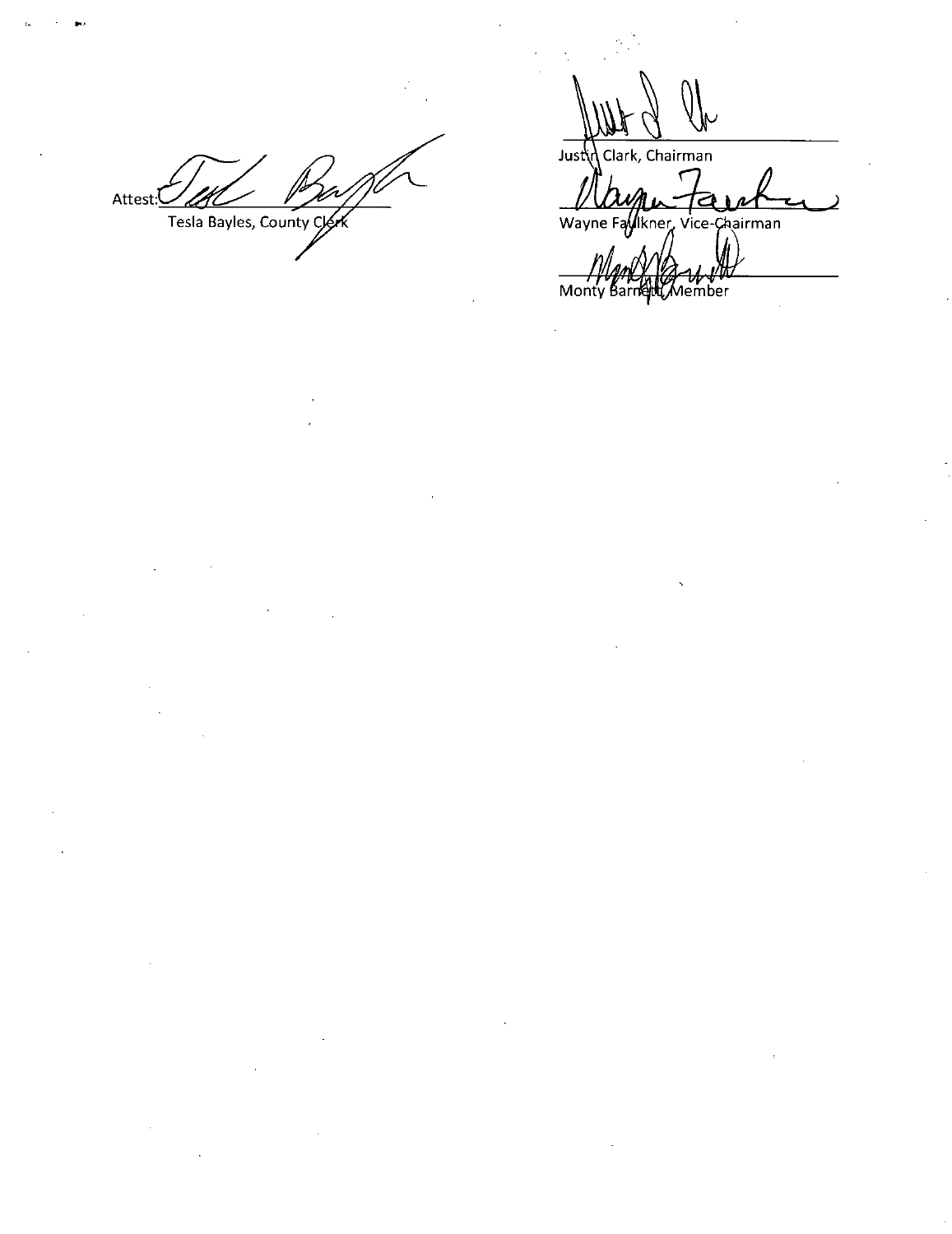Attest: ______________________
Tesla Bayles, County Clerk

______________________
Justin Clark, Chairman

______________________
Wayne Faulkner, Vice-Chairman

______________________
Monty Barnett, Member